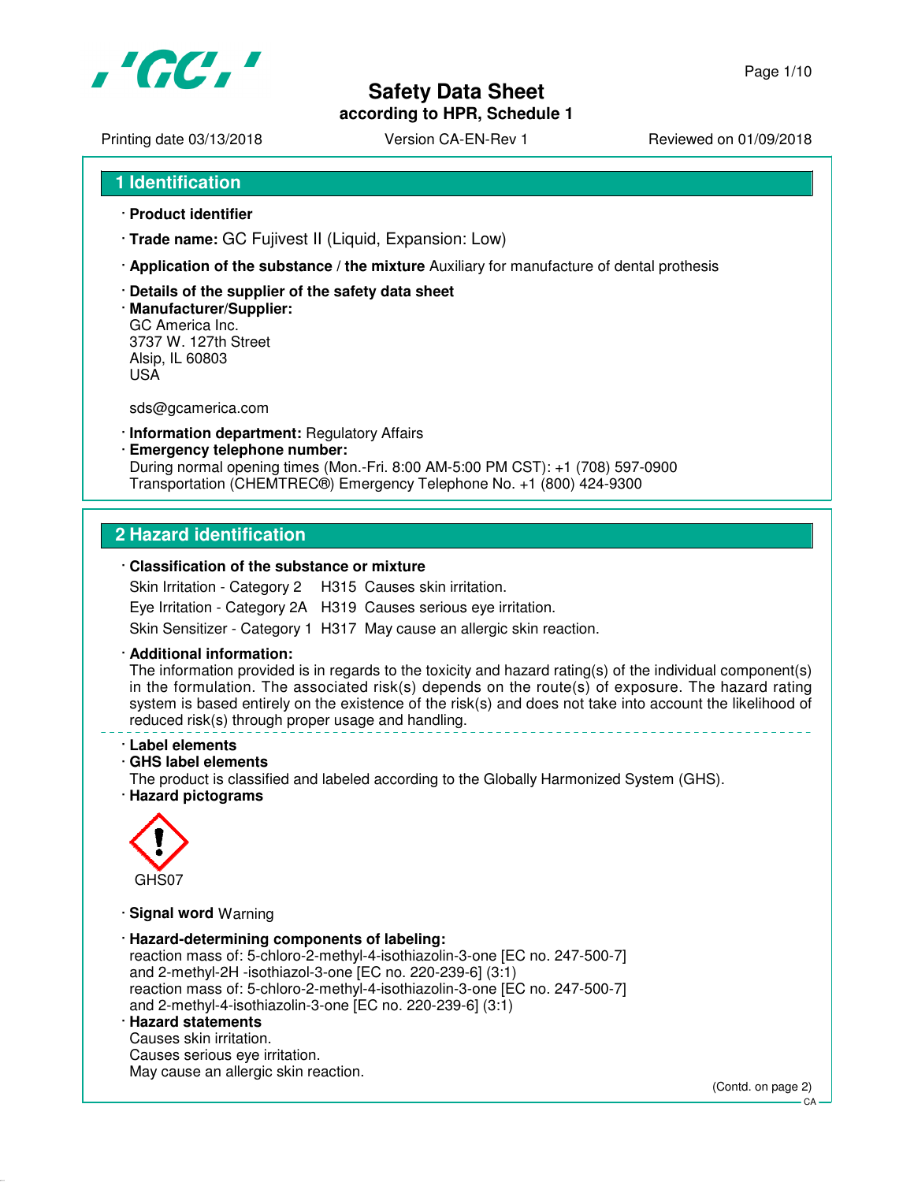# Safety Data Sheet
**according to HPR, Schedule 1**

Printing date 03/13/2018 | Version CA-EN-Rev 1 | Reviewed on 01/09/2018

## 1 Identification

· **Product identifier**

· **Trade name:** GC Fujivest II (Liquid, Expansion: Low)

· **Application of the substance / the mixture** Auxiliary for manufacture of dental prothesis

· **Details of the supplier of the safety data sheet**

· **Manufacturer/Supplier:**
GC America Inc.
3737 W. 127th Street
Alsip, IL 60803
USA

sds@gcamerica.com

· **Information department:** Regulatory Affairs

· **Emergency telephone number:**
During normal opening times (Mon.-Fri. 8:00 AM-5:00 PM CST): +1 (708) 597-0900
Transportation (CHEMTREC®) Emergency Telephone No. +1 (800) 424-9300

## 2 Hazard identification

· **Classification of the substance or mixture**

| | | |
|---|---|---|
| Skin Irritation - Category 2 | H315 | Causes skin irritation. |
| Eye Irritation - Category 2A | H319 | Causes serious eye irritation. |
| Skin Sensitizer - Category 1 | H317 | May cause an allergic skin reaction. |

· **Additional information:**
The information provided is in regards to the toxicity and hazard rating(s) of the individual component(s) in the formulation. The associated risk(s) depends on the route(s) of exposure. The hazard rating system is based entirely on the existence of the risk(s) and does not take into account the likelihood of reduced risk(s) through proper usage and handling.

· **Label elements**

· **GHS label elements**
The product is classified and labeled according to the Globally Harmonized System (GHS).

· **Hazard pictograms**

GHS07

· **Signal word** Warning

· **Hazard-determining components of labeling:**
reaction mass of: 5-chloro-2-methyl-4-isothiazolin-3-one [EC no. 247-500-7] and 2-methyl-2H -isothiazol-3-one [EC no. 220-239-6] (3:1)
reaction mass of: 5-chloro-2-methyl-4-isothiazolin-3-one [EC no. 247-500-7] and 2-methyl-4-isothiazolin-3-one [EC no. 220-239-6] (3:1)

· **Hazard statements**
Causes skin irritation.
Causes serious eye irritation.
May cause an allergic skin reaction.

(Contd. on page 2)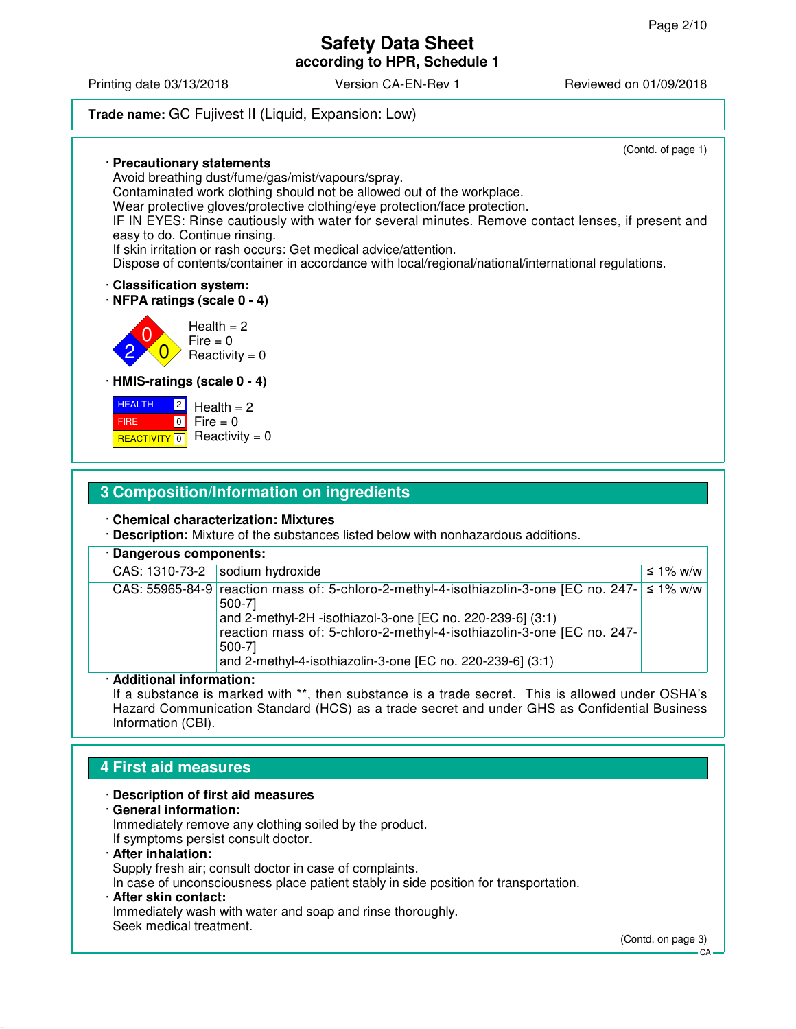(Contd. of page 1)

· **Precautionary statements**
Avoid breathing dust/fume/gas/mist/vapours/spray.
Contaminated work clothing should not be allowed out of the workplace.
Wear protective gloves/protective clothing/eye protection/face protection.
IF IN EYES: Rinse cautiously with water for several minutes. Remove contact lenses, if present and easy to do. Continue rinsing.
If skin irritation or rash occurs: Get medical advice/attention.
Dispose of contents/container in accordance with local/regional/national/international regulations.

· **Classification system:**
· **NFPA ratings (scale 0 - 4)**

Health = 2
Fire = 0
Reactivity = 0

· **HMIS-ratings (scale 0 - 4)**

| HEALTH | 2 |
|---|---|
| FIRE | 0 |
| REACTIVITY | 0 |

Health = 2
Fire = 0
Reactivity = 0

## 3 Composition/Information on ingredients

· **Chemical characterization: Mixtures**
· **Description:** Mixture of the substances listed below with nonhazardous additions.

· **Dangerous components:**

| | | |
|---|---|---|
| CAS: 1310-73-2 | sodium hydroxide | ≤ 1% w/w |
| CAS: 55965-84-9 | reaction mass of: 5-chloro-2-methyl-4-isothiazolin-3-one [EC no. 247-500-7] and 2-methyl-2H -isothiazol-3-one [EC no. 220-239-6] (3:1) reaction mass of: 5-chloro-2-methyl-4-isothiazolin-3-one [EC no. 247-500-7] and 2-methyl-4-isothiazolin-3-one [EC no. 220-239-6] (3:1) | ≤ 1% w/w |

· **Additional information:**
If a substance is marked with **, then substance is a trade secret. This is allowed under OSHA's Hazard Communication Standard (HCS) as a trade secret and under GHS as Confidential Business Information (CBI).

## 4 First aid measures

· **Description of first aid measures**
· **General information:**
Immediately remove any clothing soiled by the product.
If symptoms persist consult doctor.
· **After inhalation:**
Supply fresh air; consult doctor in case of complaints.
In case of unconsciousness place patient stably in side position for transportation.
· **After skin contact:**
Immediately wash with water and soap and rinse thoroughly.
Seek medical treatment.

(Contd. on page 3)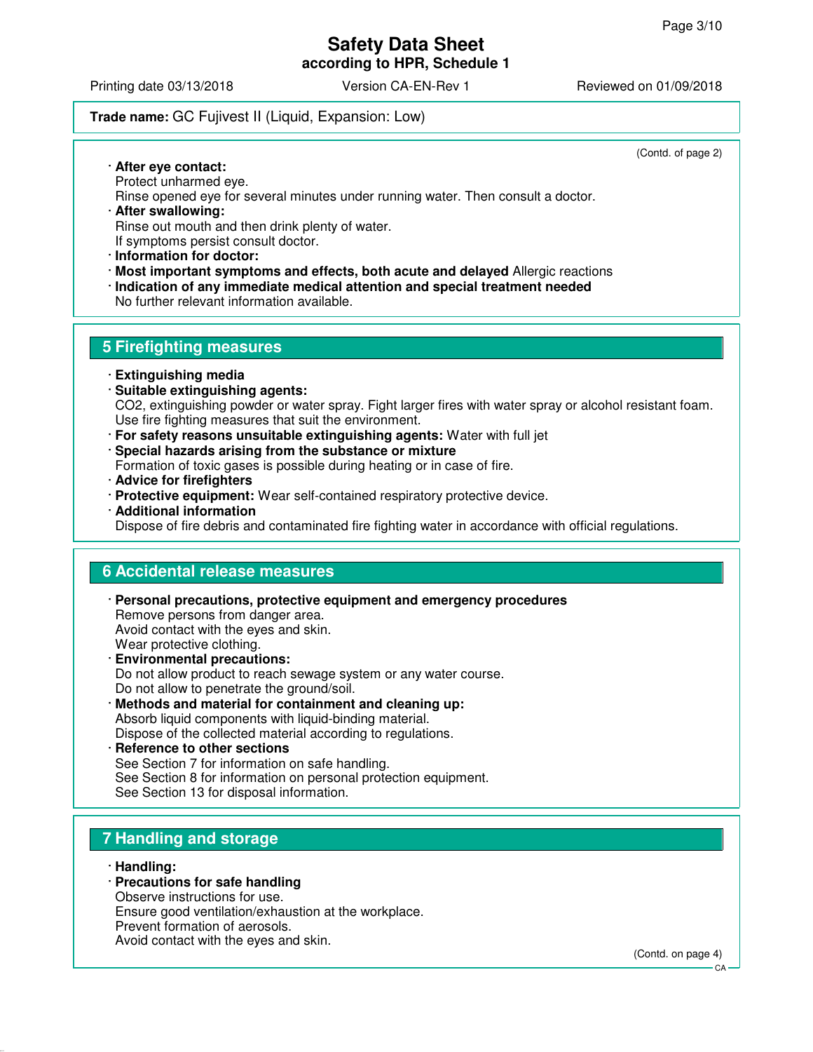**Trade name:** GC Fujivest II (Liquid, Expansion: Low)

(Contd. of page 2)

- **After eye contact:**
  Protect unharmed eye.
  Rinse opened eye for several minutes under running water. Then consult a doctor.
- **After swallowing:**
  Rinse out mouth and then drink plenty of water.
  If symptoms persist consult doctor.
- **Information for doctor:**
- **Most important symptoms and effects, both acute and delayed** Allergic reactions
- **Indication of any immediate medical attention and special treatment needed**
  No further relevant information available.

## 5 Firefighting measures

- **Extinguishing media**
- **Suitable extinguishing agents:**
  $CO_2$, extinguishing powder or water spray. Fight larger fires with water spray or alcohol resistant foam.
  Use fire fighting measures that suit the environment.
- **For safety reasons unsuitable extinguishing agents:** Water with full jet
- **Special hazards arising from the substance or mixture**
  Formation of toxic gases is possible during heating or in case of fire.
- **Advice for firefighters**
- **Protective equipment:** Wear self-contained respiratory protective device.
- **Additional information**
  Dispose of fire debris and contaminated fire fighting water in accordance with official regulations.

## 6 Accidental release measures

- **Personal precautions, protective equipment and emergency procedures**
  Remove persons from danger area.
  Avoid contact with the eyes and skin.
  Wear protective clothing.
- **Environmental precautions:**
  Do not allow product to reach sewage system or any water course.
  Do not allow to penetrate the ground/soil.
- **Methods and material for containment and cleaning up:**
  Absorb liquid components with liquid-binding material.
  Dispose of the collected material according to regulations.
- **Reference to other sections**
  See Section 7 for information on safe handling.
  See Section 8 for information on personal protection equipment.
  See Section 13 for disposal information.

## 7 Handling and storage

- **Handling:**
- **Precautions for safe handling**
  Observe instructions for use.
  Ensure good ventilation/exhaustion at the workplace.
  Prevent formation of aerosols.
  Avoid contact with the eyes and skin.

(Contd. on page 4)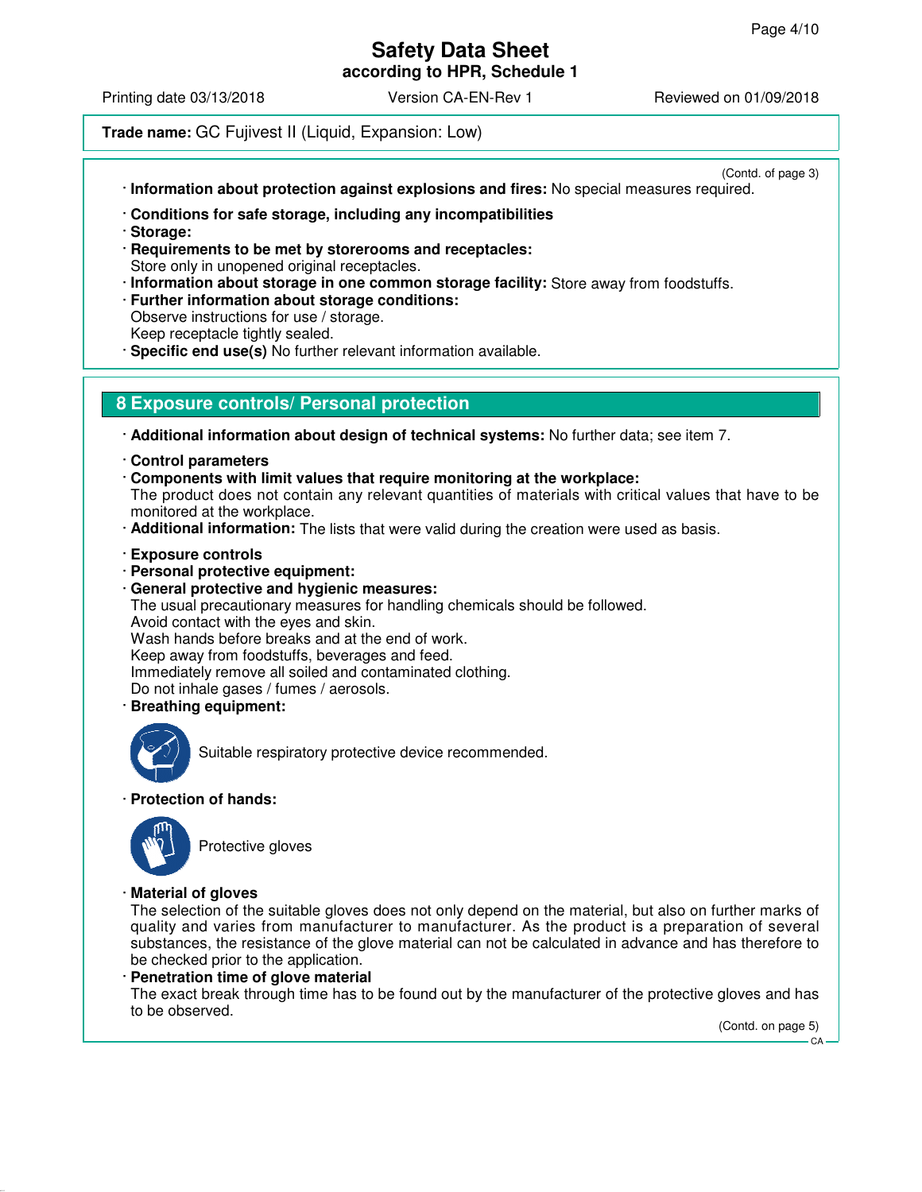**Trade name:** GC Fujivest II (Liquid, Expansion: Low)

(Contd. of page 3)

· **Information about protection against explosions and fires:** No special measures required.

· **Conditions for safe storage, including any incompatibilities**
· **Storage:**
· **Requirements to be met by storerooms and receptacles:**
Store only in unopened original receptacles.
· **Information about storage in one common storage facility:** Store away from foodstuffs.
· **Further information about storage conditions:**
Observe instructions for use / storage.
Keep receptacle tightly sealed.
· **Specific end use(s)** No further relevant information available.

## 8 Exposure controls/ Personal protection

· **Additional information about design of technical systems:** No further data; see item 7.

· **Control parameters**
· **Components with limit values that require monitoring at the workplace:**
The product does not contain any relevant quantities of materials with critical values that have to be monitored at the workplace.
· **Additional information:** The lists that were valid during the creation were used as basis.

· **Exposure controls**
· **Personal protective equipment:**
· **General protective and hygienic measures:**
The usual precautionary measures for handling chemicals should be followed.
Avoid contact with the eyes and skin.
Wash hands before breaks and at the end of work.
Keep away from foodstuffs, beverages and feed.
Immediately remove all soiled and contaminated clothing.
Do not inhale gases / fumes / aerosols.
· **Breathing equipment:**

Suitable respiratory protective device recommended.

· **Protection of hands:**

Protective gloves

· **Material of gloves**
The selection of the suitable gloves does not only depend on the material, but also on further marks of quality and varies from manufacturer to manufacturer. As the product is a preparation of several substances, the resistance of the glove material can not be calculated in advance and has therefore to be checked prior to the application.
· **Penetration time of glove material**
The exact break through time has to be found out by the manufacturer of the protective gloves and has to be observed.

(Contd. on page 5)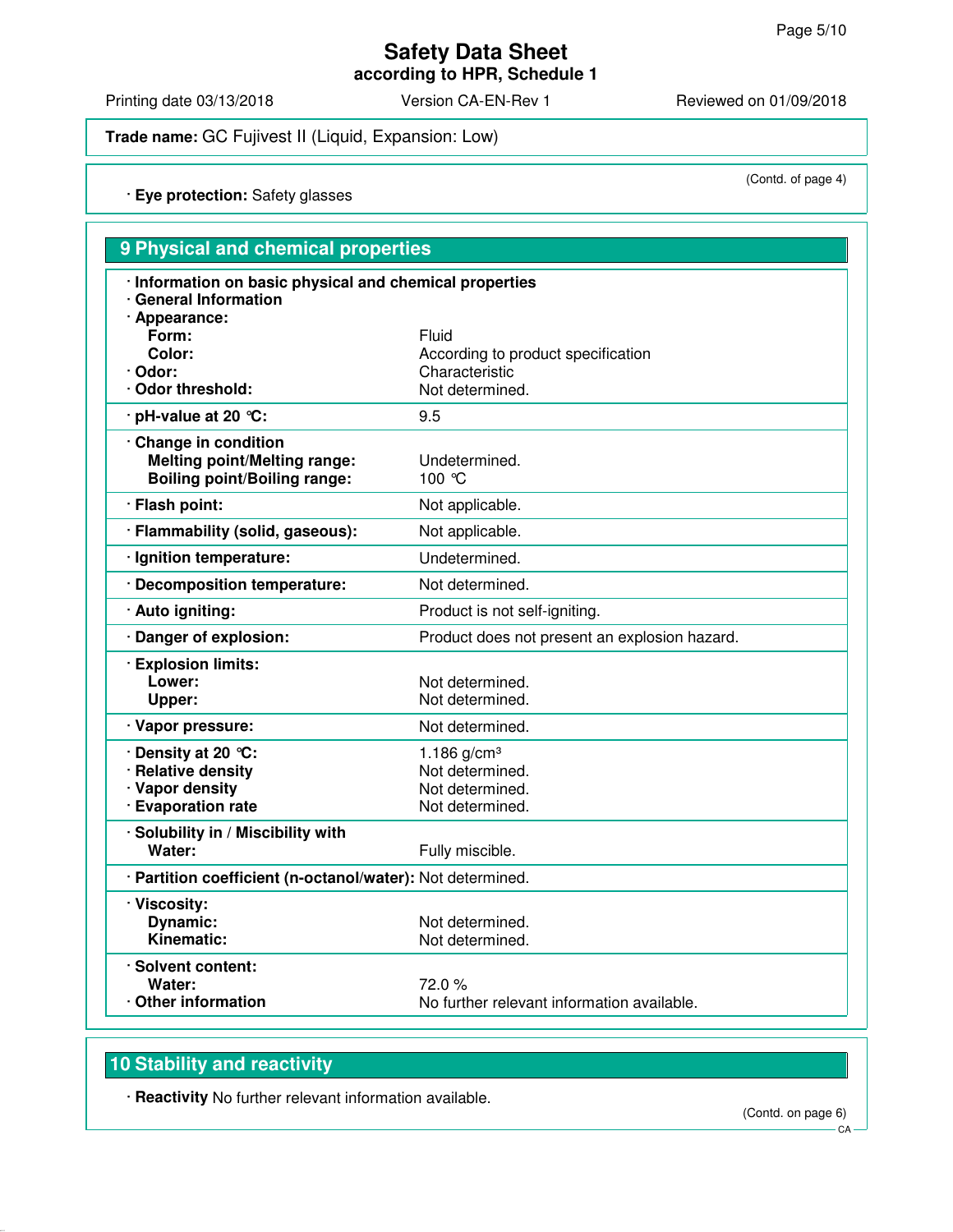**Safety Data Sheet**
**according to HPR, Schedule 1**

Printing date 03/13/2018 Version CA-EN-Rev 1 Reviewed on 01/09/2018

**Trade name:** GC Fujivest II (Liquid, Expansion: Low)

(Contd. of page 4)

· **Eye protection:** Safety glasses

## 9 Physical and chemical properties

| · **Information on basic physical and chemical properties** | |
|---|---|
| · **General Information** | |
| · **Appearance:** | |
| **Form:** | Fluid |
| **Color:** | According to product specification |
| · **Odor:** | Characteristic |
| · **Odor threshold:** | Not determined. |
| · **pH-value at 20 °C:** | 9.5 |
| · **Change in condition** | |
| **Melting point/Melting range:** | Undetermined. |
| **Boiling point/Boiling range:** | 100 °C |
| · **Flash point:** | Not applicable. |
| · **Flammability (solid, gaseous):** | Not applicable. |
| · **Ignition temperature:** | Undetermined. |
| · **Decomposition temperature:** | Not determined. |
| · **Auto igniting:** | Product is not self-igniting. |
| · **Danger of explosion:** | Product does not present an explosion hazard. |
| · **Explosion limits:** | |
| **Lower:** | Not determined. |
| **Upper:** | Not determined. |
| · **Vapor pressure:** | Not determined. |
| · **Density at 20 °C:** | 1.186 g/cm³ |
| · **Relative density** | Not determined. |
| · **Vapor density** | Not determined. |
| · **Evaporation rate** | Not determined. |
| · **Solubility in / Miscibility with** | |
| **Water:** | Fully miscible. |
| · **Partition coefficient (n-octanol/water):** | Not determined. |
| · **Viscosity:** | |
| **Dynamic:** | Not determined. |
| **Kinematic:** | Not determined. |
| · **Solvent content:** | |
| **Water:** | 72.0 % |
| · **Other information** | No further relevant information available. |

## 10 Stability and reactivity

· **Reactivity** No further relevant information available.

(Contd. on page 6)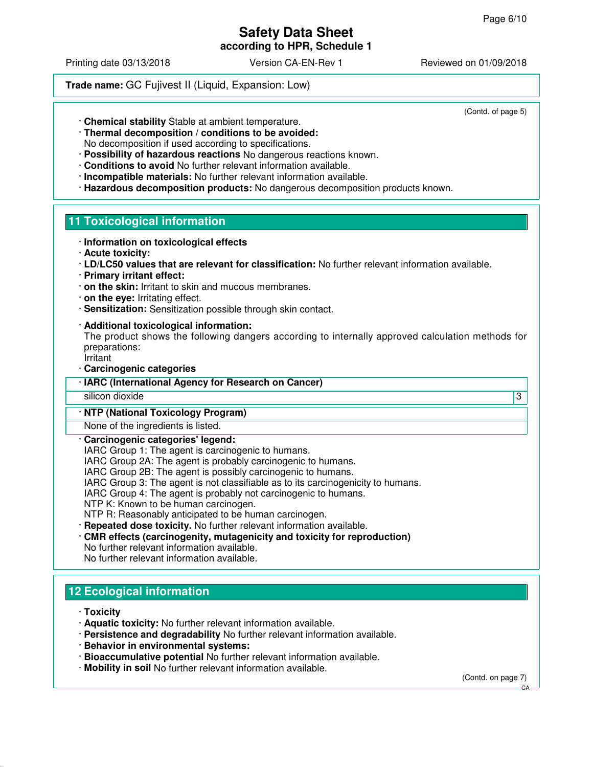**Trade name:** GC Fujivest II (Liquid, Expansion: Low)

(Contd. of page 5)

- **Chemical stability** Stable at ambient temperature.
- **Thermal decomposition / conditions to be avoided:**
  No decomposition if used according to specifications.
- **Possibility of hazardous reactions** No dangerous reactions known.
- **Conditions to avoid** No further relevant information available.
- **Incompatible materials:** No further relevant information available.
- **Hazardous decomposition products:** No dangerous decomposition products known.

## 11 Toxicological information

- **Information on toxicological effects**
- **Acute toxicity:**
- **LD/LC50 values that are relevant for classification:** No further relevant information available.
- **Primary irritant effect:**
- **on the skin:** Irritant to skin and mucous membranes.
- **on the eye:** Irritating effect.
- **Sensitization:** Sensitization possible through skin contact.
- **Additional toxicological information:**
  The product shows the following dangers according to internally approved calculation methods for preparations:
  Irritant
- **Carcinogenic categories**

| · IARC (International Agency for Research on Cancer) | |
|---|---|
| silicon dioxide | 3 |

| · NTP (National Toxicology Program) |
|---|
| None of the ingredients is listed. |

- **Carcinogenic categories' legend:**
  IARC Group 1: The agent is carcinogenic to humans.
  IARC Group 2A: The agent is probably carcinogenic to humans.
  IARC Group 2B: The agent is possibly carcinogenic to humans.
  IARC Group 3: The agent is not classifiable as to its carcinogenicity to humans.
  IARC Group 4: The agent is probably not carcinogenic to humans.
  NTP K: Known to be human carcinogen.
  NTP R: Reasonably anticipated to be human carcinogen.
- **Repeated dose toxicity.** No further relevant information available.
- **CMR effects (carcinogenity, mutagenicity and toxicity for reproduction)**
  No further relevant information available.
  No further relevant information available.

## 12 Ecological information

- **Toxicity**
- **Aquatic toxicity:** No further relevant information available.
- **Persistence and degradability** No further relevant information available.
- **Behavior in environmental systems:**
- **Bioaccumulative potential** No further relevant information available.
- **Mobility in soil** No further relevant information available.

(Contd. on page 7)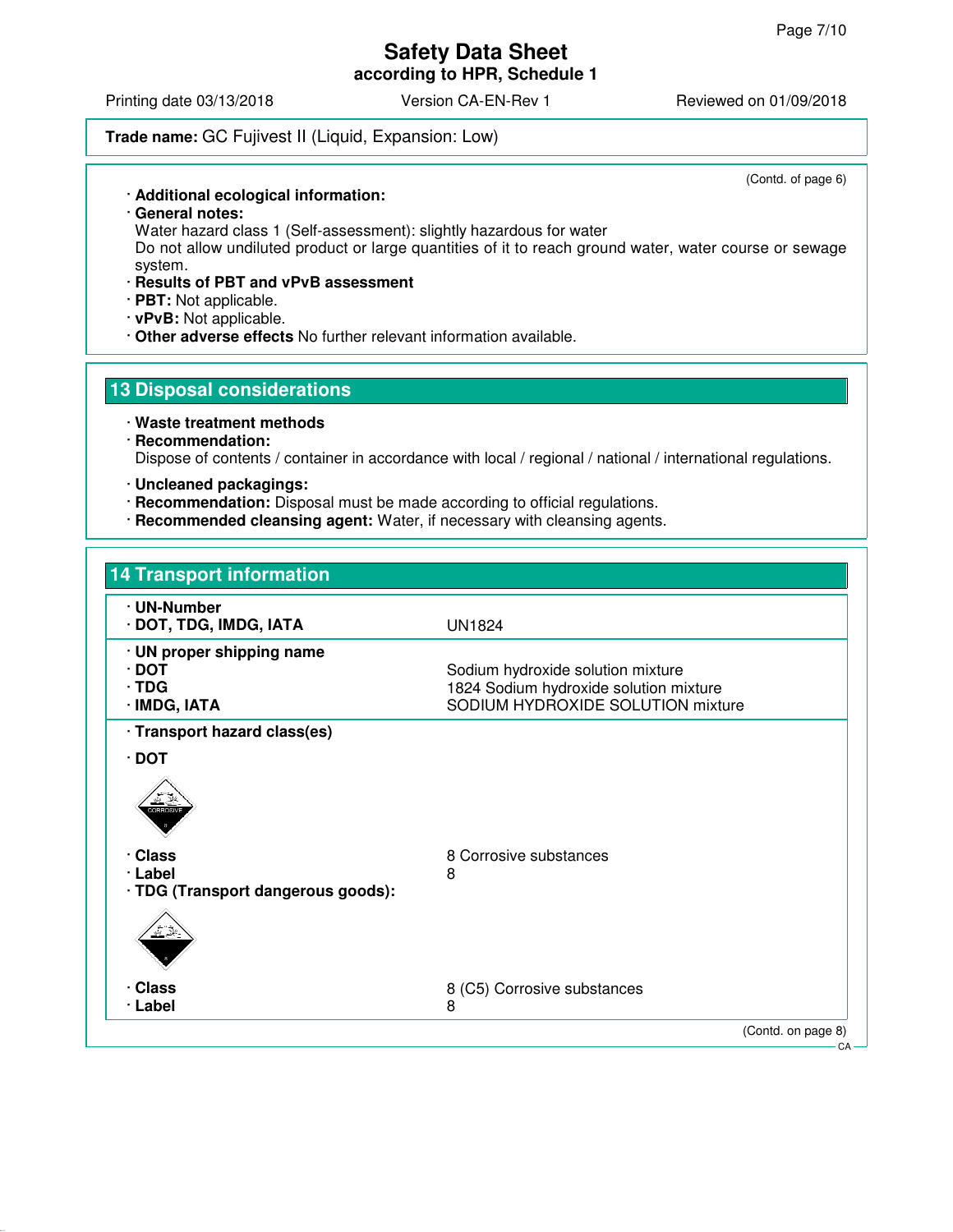**Trade name:** GC Fujivest II (Liquid, Expansion: Low)

(Contd. of page 6)

· **Additional ecological information:**
· **General notes:**
Water hazard class 1 (Self-assessment): slightly hazardous for water
Do not allow undiluted product or large quantities of it to reach ground water, water course or sewage system.
· **Results of PBT and vPvB assessment**
· **PBT:** Not applicable.
· **vPvB:** Not applicable.
· **Other adverse effects** No further relevant information available.

## 13 Disposal considerations

· **Waste treatment methods**
· **Recommendation:**
Dispose of contents / container in accordance with local / regional / national / international regulations.

· **Uncleaned packagings:**
· **Recommendation:** Disposal must be made according to official regulations.
· **Recommended cleansing agent:** Water, if necessary with cleansing agents.

## 14 Transport information

| · **UN-Number** | |
|---|---|
| · **DOT, TDG, IMDG, IATA** | UN1824 |
| · **UN proper shipping name** | |
| · **DOT** | Sodium hydroxide solution mixture |
| · **TDG** | 1824 Sodium hydroxide solution mixture |
| · **IMDG, IATA** | SODIUM HYDROXIDE SOLUTION mixture |

· **Transport hazard class(es)**

· **DOT**

| · **Class** | 8 Corrosive substances |
|---|---|
| · **Label** | 8 |

· **TDG (Transport dangerous goods):**

| · **Class** | 8 (C5) Corrosive substances |
|---|---|
| · **Label** | 8 |

(Contd. on page 8)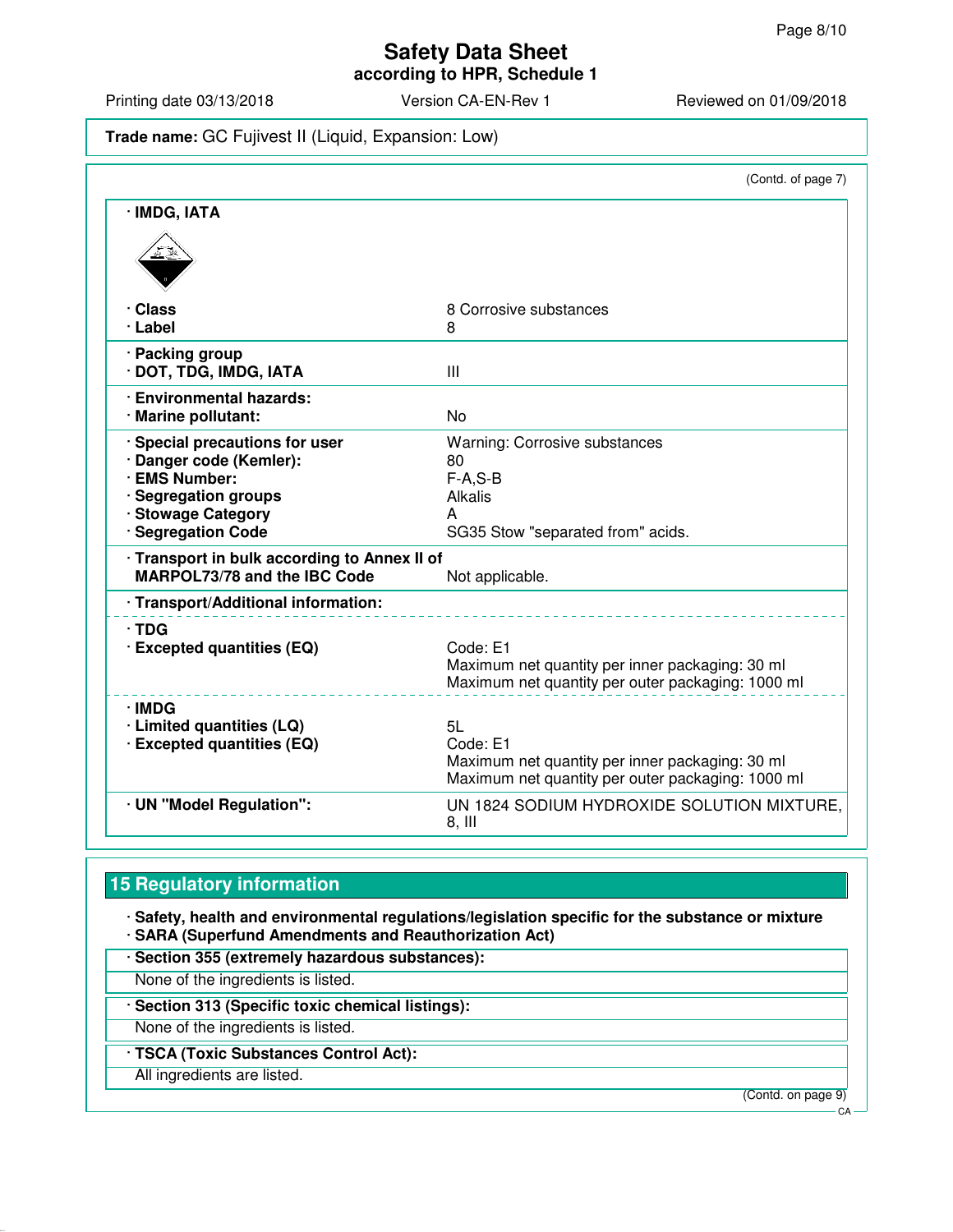**Trade name:** GC Fujivest II (Liquid, Expansion: Low)

(Contd. of page 7)

| | |
|---|---|
| · **IMDG, IATA** | |
| · **Class** | 8 Corrosive substances |
| · **Label** | 8 |
| · **Packing group** | |
| · **DOT, TDG, IMDG, IATA** | III |
| · **Environmental hazards:** | |
| · **Marine pollutant:** | No |
| · **Special precautions for user** | Warning: Corrosive substances |
| · **Danger code (Kemler):** | 80 |
| · **EMS Number:** | F-A,S-B |
| · **Segregation groups** | Alkalis |
| · **Stowage Category** | A |
| · **Segregation Code** | SG35 Stow "separated from" acids. |
| · **Transport in bulk according to Annex II of MARPOL73/78 and the IBC Code** | Not applicable. |
| · **Transport/Additional information:** | |
| · **TDG** | |
| · **Excepted quantities (EQ)** | Code: E1<br>Maximum net quantity per inner packaging: 30 ml<br>Maximum net quantity per outer packaging: 1000 ml |
| · **IMDG** | |
| · **Limited quantities (LQ)** | 5L |
| · **Excepted quantities (EQ)** | Code: E1<br>Maximum net quantity per inner packaging: 30 ml<br>Maximum net quantity per outer packaging: 1000 ml |
| · **UN "Model Regulation":** | UN 1824 SODIUM HYDROXIDE SOLUTION MIXTURE, 8, III |

## 15 Regulatory information

· **Safety, health and environmental regulations/legislation specific for the substance or mixture**
· **SARA (Superfund Amendments and Reauthorization Act)**

· **Section 355 (extremely hazardous substances):**

None of the ingredients is listed.

· **Section 313 (Specific toxic chemical listings):**

None of the ingredients is listed.

· **TSCA (Toxic Substances Control Act):**

All ingredients are listed.

(Contd. on page 9)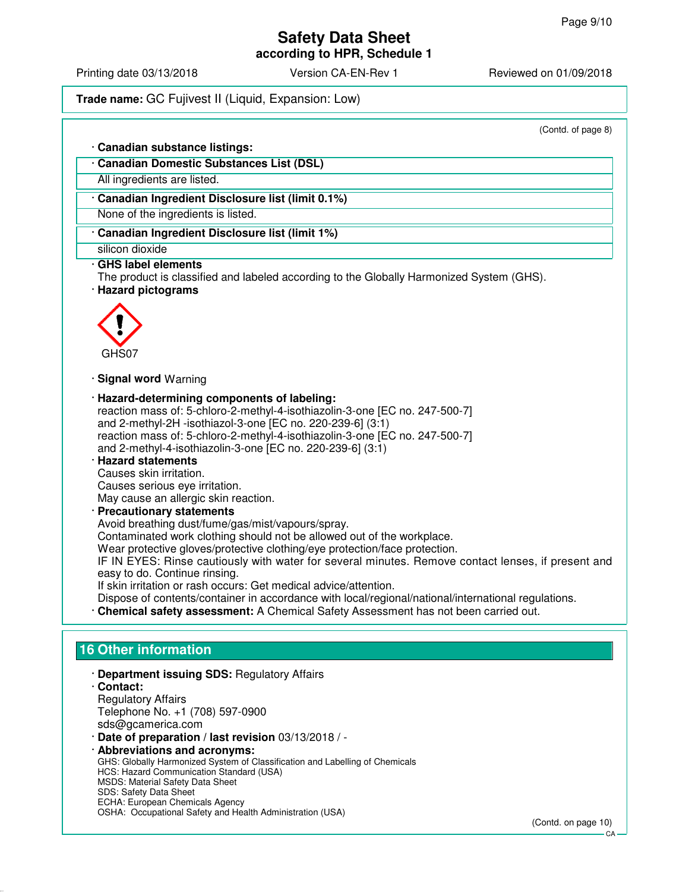**Trade name:** GC Fujivest II (Liquid, Expansion: Low)

(Contd. of page 8)

· **Canadian substance listings:**

· **Canadian Domestic Substances List (DSL)**

All ingredients are listed.

· **Canadian Ingredient Disclosure list (limit 0.1%)**

None of the ingredients is listed.

· **Canadian Ingredient Disclosure list (limit 1%)**

silicon dioxide

· **GHS label elements**

The product is classified and labeled according to the Globally Harmonized System (GHS).

· **Hazard pictograms**

GHS07

· **Signal word** Warning

· **Hazard-determining components of labeling:**

reaction mass of: 5-chloro-2-methyl-4-isothiazolin-3-one [EC no. 247-500-7] and 2-methyl-2H -isothiazol-3-one [EC no. 220-239-6] (3:1)

reaction mass of: 5-chloro-2-methyl-4-isothiazolin-3-one [EC no. 247-500-7] and 2-methyl-4-isothiazolin-3-one [EC no. 220-239-6] (3:1)

· **Hazard statements**

Causes skin irritation.

Causes serious eye irritation.

May cause an allergic skin reaction.

· **Precautionary statements**

Avoid breathing dust/fume/gas/mist/vapours/spray.

Contaminated work clothing should not be allowed out of the workplace.

Wear protective gloves/protective clothing/eye protection/face protection.

IF IN EYES: Rinse cautiously with water for several minutes. Remove contact lenses, if present and easy to do. Continue rinsing.

If skin irritation or rash occurs: Get medical advice/attention.

Dispose of contents/container in accordance with local/regional/national/international regulations.

· **Chemical safety assessment:** A Chemical Safety Assessment has not been carried out.

## 16 Other information

· **Department issuing SDS:** Regulatory Affairs

· **Contact:**

Regulatory Affairs

Telephone No. +1 (708) 597-0900

sds@gcamerica.com

· **Date of preparation / last revision** 03/13/2018 / -

· **Abbreviations and acronyms:**

GHS: Globally Harmonized System of Classification and Labelling of Chemicals

HCS: Hazard Communication Standard (USA)

MSDS: Material Safety Data Sheet

SDS: Safety Data Sheet

ECHA: European Chemicals Agency

OSHA: Occupational Safety and Health Administration (USA)

(Contd. on page 10)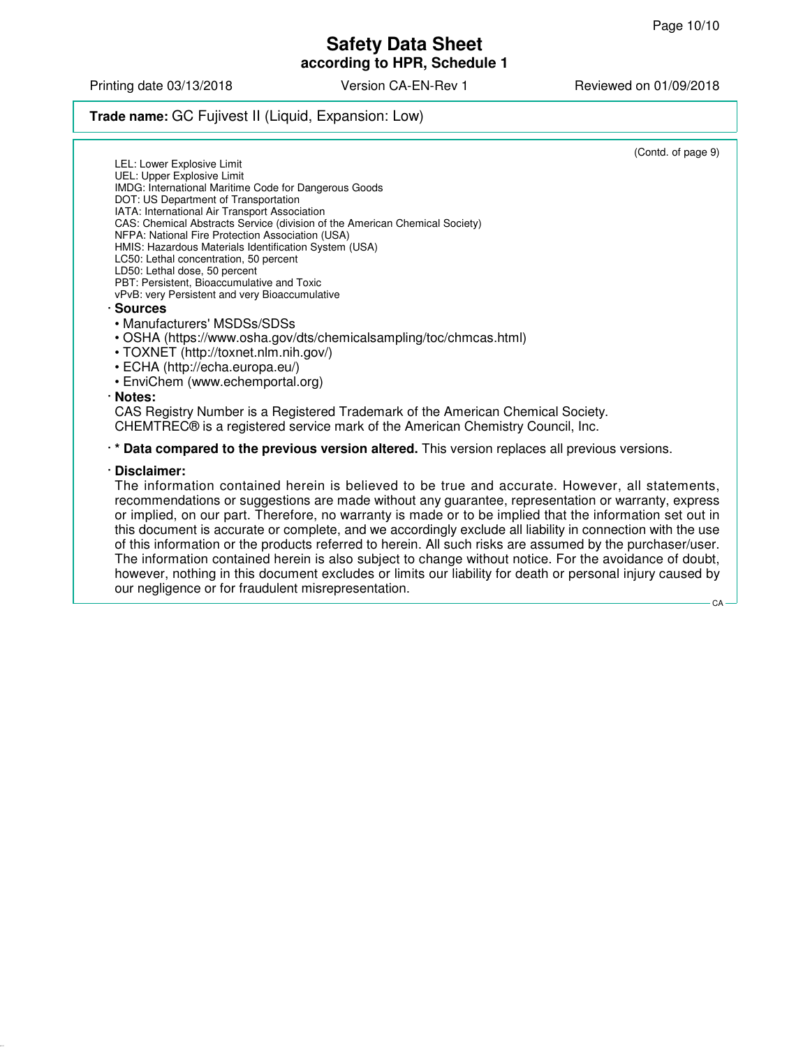**Trade name:** GC Fujivest II (Liquid, Expansion: Low)

(Contd. of page 9)

LEL: Lower Explosive Limit
UEL: Upper Explosive Limit
IMDG: International Maritime Code for Dangerous Goods
DOT: US Department of Transportation
IATA: International Air Transport Association
CAS: Chemical Abstracts Service (division of the American Chemical Society)
NFPA: National Fire Protection Association (USA)
HMIS: Hazardous Materials Identification System (USA)
LC50: Lethal concentration, 50 percent
LD50: Lethal dose, 50 percent
PBT: Persistent, Bioaccumulative and Toxic
vPvB: very Persistent and very Bioaccumulative

· **Sources**

- Manufacturers' MSDSs/SDSs
- OSHA (https://www.osha.gov/dts/chemicalsampling/toc/chmcas.html)
- TOXNET (http://toxnet.nlm.nih.gov/)
- ECHA (http://echa.europa.eu/)
- EnviChem (www.echemportal.org)

· **Notes:**
CAS Registry Number is a Registered Trademark of the American Chemical Society.
CHEMTREC® is a registered service mark of the American Chemistry Council, Inc.

· **\* Data compared to the previous version altered.** This version replaces all previous versions.

· **Disclaimer:**
The information contained herein is believed to be true and accurate. However, all statements, recommendations or suggestions are made without any guarantee, representation or warranty, express or implied, on our part. Therefore, no warranty is made or to be implied that the information set out in this document is accurate or complete, and we accordingly exclude all liability in connection with the use of this information or the products referred to herein. All such risks are assumed by the purchaser/user. The information contained herein is also subject to change without notice. For the avoidance of doubt, however, nothing in this document excludes or limits our liability for death or personal injury caused by our negligence or for fraudulent misrepresentation.